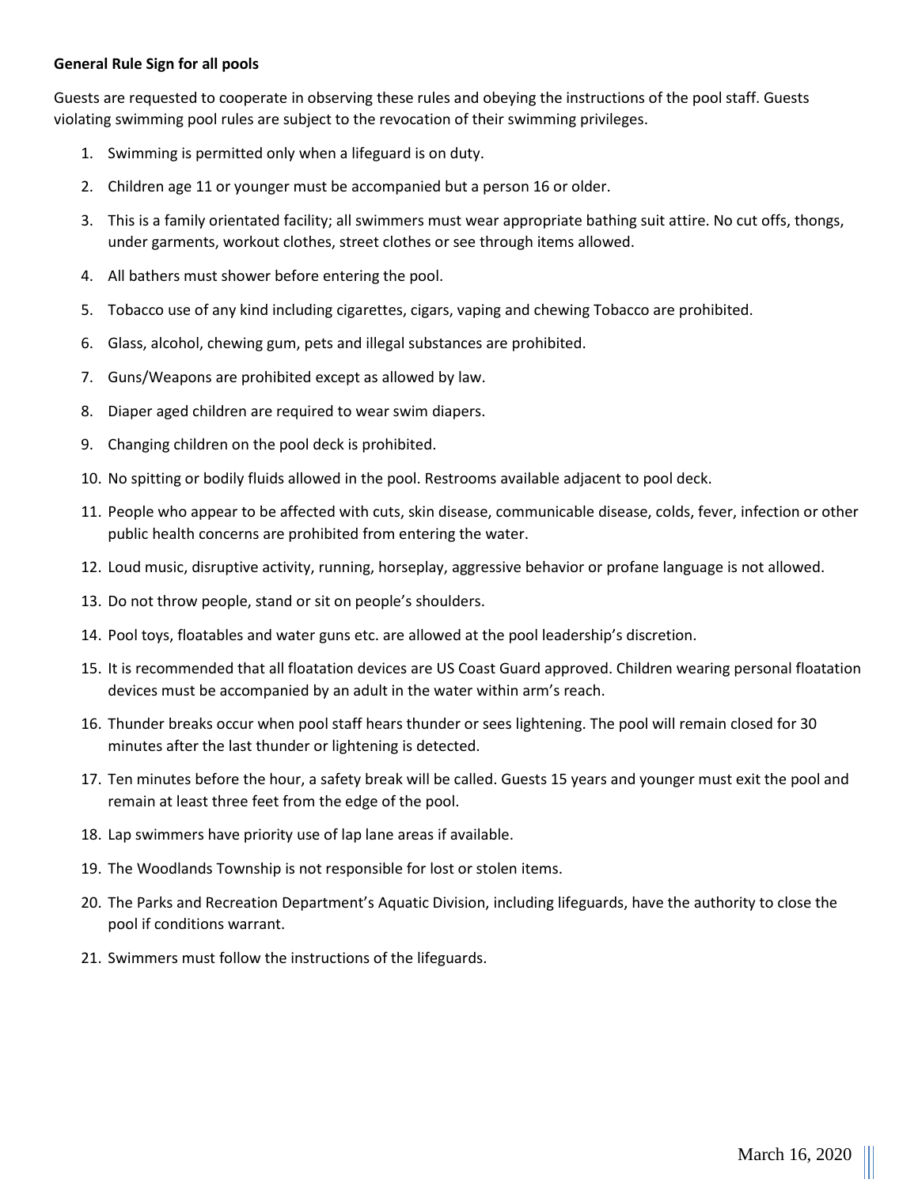**General Rule Sign for all pools**

Guests are requested to cooperate in observing these rules and obeying the instructions of the pool staff. Guests violating swimming pool rules are subject to the revocation of their swimming privileges.

1. Swimming is permitted only when a lifeguard is on duty.
2. Children age 11 or younger must be accompanied but a person 16 or older.
3. This is a family orientated facility; all swimmers must wear appropriate bathing suit attire. No cut offs, thongs, under garments, workout clothes, street clothes or see through items allowed.
4. All bathers must shower before entering the pool.
5. Tobacco use of any kind including cigarettes, cigars, vaping and chewing Tobacco are prohibited.
6. Glass, alcohol, chewing gum, pets and illegal substances are prohibited.
7. Guns/Weapons are prohibited except as allowed by law.
8. Diaper aged children are required to wear swim diapers.
9. Changing children on the pool deck is prohibited.
10. No spitting or bodily fluids allowed in the pool. Restrooms available adjacent to pool deck.
11. People who appear to be affected with cuts, skin disease, communicable disease, colds, fever, infection or other public health concerns are prohibited from entering the water.
12. Loud music, disruptive activity, running, horseplay, aggressive behavior or profane language is not allowed.
13. Do not throw people, stand or sit on people's shoulders.
14. Pool toys, floatables and water guns etc. are allowed at the pool leadership's discretion.
15. It is recommended that all floatation devices are US Coast Guard approved. Children wearing personal floatation devices must be accompanied by an adult in the water within arm's reach.
16. Thunder breaks occur when pool staff hears thunder or sees lightening. The pool will remain closed for 30 minutes after the last thunder or lightening is detected.
17. Ten minutes before the hour, a safety break will be called. Guests 15 years and younger must exit the pool and remain at least three feet from the edge of the pool.
18. Lap swimmers have priority use of lap lane areas if available.
19. The Woodlands Township is not responsible for lost or stolen items.
20. The Parks and Recreation Department's Aquatic Division, including lifeguards, have the authority to close the pool if conditions warrant.
21. Swimmers must follow the instructions of the lifeguards.

March 16, 2020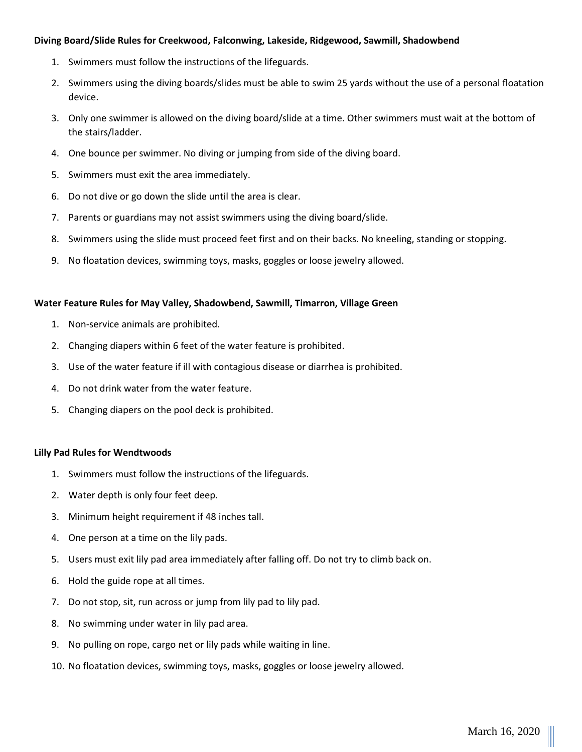**Diving Board/Slide Rules for Creekwood, Falconwing, Lakeside, Ridgewood, Sawmill, Shadowbend**

1. Swimmers must follow the instructions of the lifeguards.
2. Swimmers using the diving boards/slides must be able to swim 25 yards without the use of a personal floatation device.
3. Only one swimmer is allowed on the diving board/slide at a time. Other swimmers must wait at the bottom of the stairs/ladder.
4. One bounce per swimmer. No diving or jumping from side of the diving board.
5. Swimmers must exit the area immediately.
6. Do not dive or go down the slide until the area is clear.
7. Parents or guardians may not assist swimmers using the diving board/slide.
8. Swimmers using the slide must proceed feet first and on their backs. No kneeling, standing or stopping.
9. No floatation devices, swimming toys, masks, goggles or loose jewelry allowed.

**Water Feature Rules for May Valley, Shadowbend, Sawmill, Timarron, Village Green**

1. Non-service animals are prohibited.
2. Changing diapers within 6 feet of the water feature is prohibited.
3. Use of the water feature if ill with contagious disease or diarrhea is prohibited.
4. Do not drink water from the water feature.
5. Changing diapers on the pool deck is prohibited.

**Lilly Pad Rules for Wendtwoods**

1. Swimmers must follow the instructions of the lifeguards.
2. Water depth is only four feet deep.
3. Minimum height requirement if 48 inches tall.
4. One person at a time on the lily pads.
5. Users must exit lily pad area immediately after falling off. Do not try to climb back on.
6. Hold the guide rope at all times.
7. Do not stop, sit, run across or jump from lily pad to lily pad.
8. No swimming under water in lily pad area.
9. No pulling on rope, cargo net or lily pads while waiting in line.
10. No floatation devices, swimming toys, masks, goggles or loose jewelry allowed.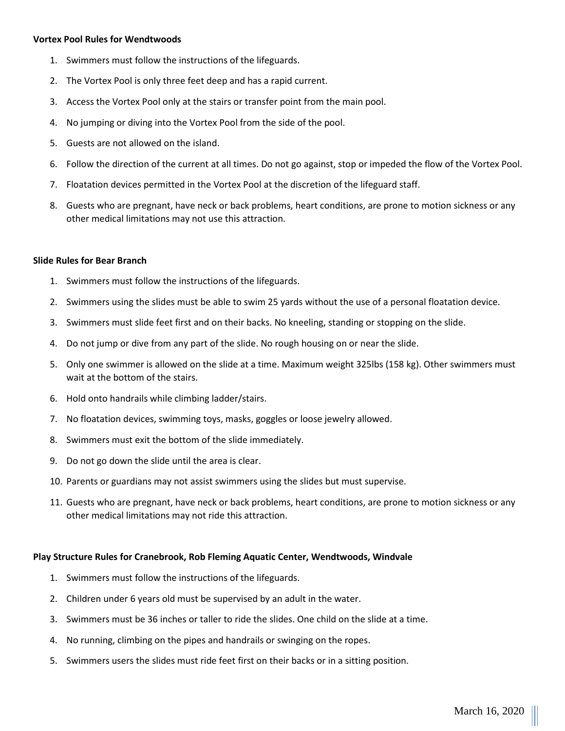**Vortex Pool Rules for Wendtwoods**

1. Swimmers must follow the instructions of the lifeguards.
2. The Vortex Pool is only three feet deep and has a rapid current.
3. Access the Vortex Pool only at the stairs or transfer point from the main pool.
4. No jumping or diving into the Vortex Pool from the side of the pool.
5. Guests are not allowed on the island.
6. Follow the direction of the current at all times. Do not go against, stop or impeded the flow of the Vortex Pool.
7. Floatation devices permitted in the Vortex Pool at the discretion of the lifeguard staff.
8. Guests who are pregnant, have neck or back problems, heart conditions, are prone to motion sickness or any other medical limitations may not use this attraction.

**Slide Rules for Bear Branch**

1. Swimmers must follow the instructions of the lifeguards.
2. Swimmers using the slides must be able to swim 25 yards without the use of a personal floatation device.
3. Swimmers must slide feet first and on their backs. No kneeling, standing or stopping on the slide.
4. Do not jump or dive from any part of the slide. No rough housing on or near the slide.
5. Only one swimmer is allowed on the slide at a time. Maximum weight 325lbs (158 kg). Other swimmers must wait at the bottom of the stairs.
6. Hold onto handrails while climbing ladder/stairs.
7. No floatation devices, swimming toys, masks, goggles or loose jewelry allowed.
8. Swimmers must exit the bottom of the slide immediately.
9. Do not go down the slide until the area is clear.
10. Parents or guardians may not assist swimmers using the slides but must supervise.
11. Guests who are pregnant, have neck or back problems, heart conditions, are prone to motion sickness or any other medical limitations may not ride this attraction.

**Play Structure Rules for Cranebrook, Rob Fleming Aquatic Center, Wendtwoods, Windvale**

1. Swimmers must follow the instructions of the lifeguards.
2. Children under 6 years old must be supervised by an adult in the water.
3. Swimmers must be 36 inches or taller to ride the slides. One child on the slide at a time.
4. No running, climbing on the pipes and handrails or swinging on the ropes.
5. Swimmers users the slides must ride feet first on their backs or in a sitting position.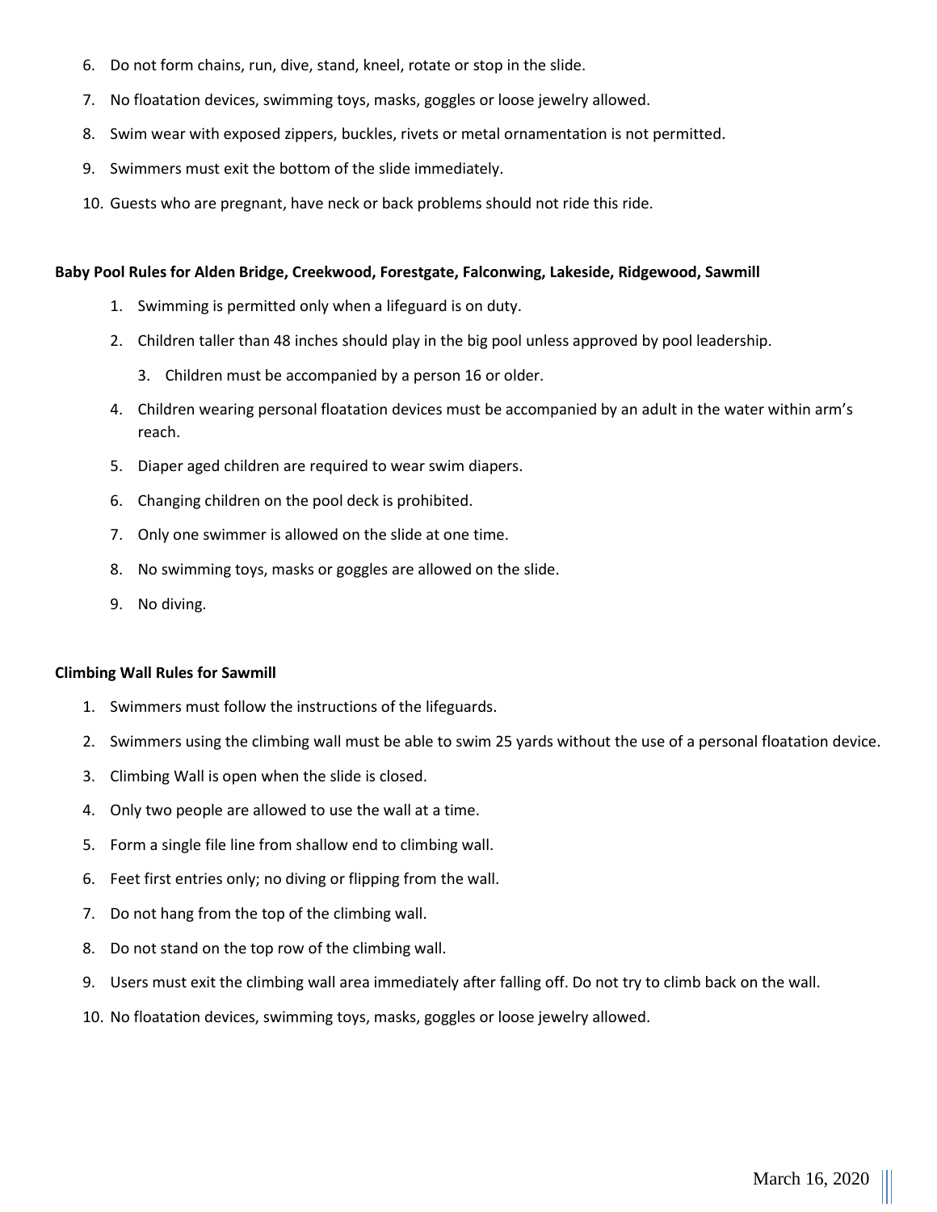6. Do not form chains, run, dive, stand, kneel, rotate or stop in the slide.
7. No floatation devices, swimming toys, masks, goggles or loose jewelry allowed.
8. Swim wear with exposed zippers, buckles, rivets or metal ornamentation is not permitted.
9. Swimmers must exit the bottom of the slide immediately.
10. Guests who are pregnant, have neck or back problems should not ride this ride.

**Baby Pool Rules for Alden Bridge, Creekwood, Forestgate, Falconwing, Lakeside, Ridgewood, Sawmill**

1. Swimming is permitted only when a lifeguard is on duty.
2. Children taller than 48 inches should play in the big pool unless approved by pool leadership.
3. Children must be accompanied by a person 16 or older.
4. Children wearing personal floatation devices must be accompanied by an adult in the water within arm's reach.
5. Diaper aged children are required to wear swim diapers.
6. Changing children on the pool deck is prohibited.
7. Only one swimmer is allowed on the slide at one time.
8. No swimming toys, masks or goggles are allowed on the slide.
9. No diving.

**Climbing Wall Rules for Sawmill**

1. Swimmers must follow the instructions of the lifeguards.
2. Swimmers using the climbing wall must be able to swim 25 yards without the use of a personal floatation device.
3. Climbing Wall is open when the slide is closed.
4. Only two people are allowed to use the wall at a time.
5. Form a single file line from shallow end to climbing wall.
6. Feet first entries only; no diving or flipping from the wall.
7. Do not hang from the top of the climbing wall.
8. Do not stand on the top row of the climbing wall.
9. Users must exit the climbing wall area immediately after falling off. Do not try to climb back on the wall.
10. No floatation devices, swimming toys, masks, goggles or loose jewelry allowed.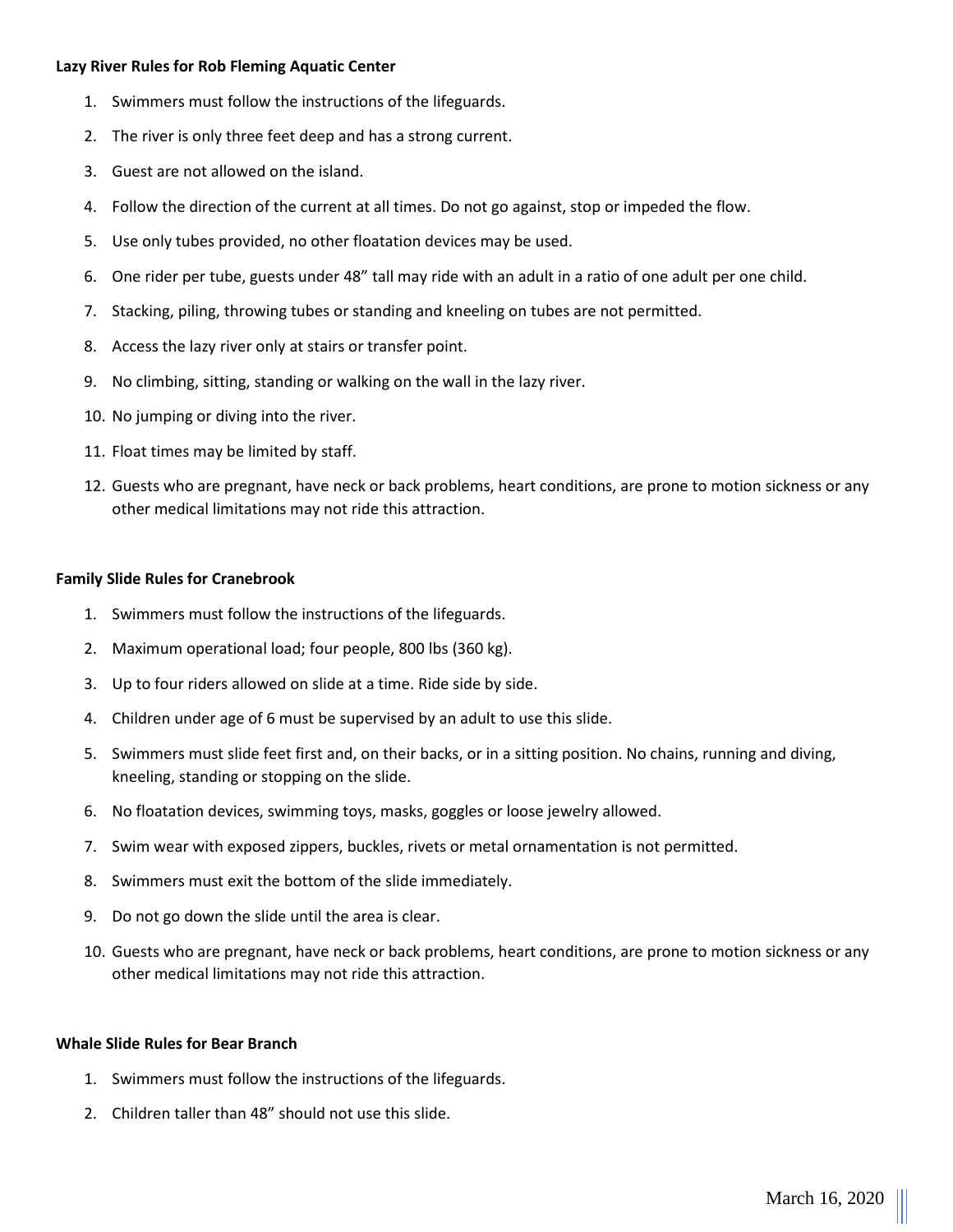**Lazy River Rules for Rob Fleming Aquatic Center**

1. Swimmers must follow the instructions of the lifeguards.
2. The river is only three feet deep and has a strong current.
3. Guest are not allowed on the island.
4. Follow the direction of the current at all times. Do not go against, stop or impeded the flow.
5. Use only tubes provided, no other floatation devices may be used.
6. One rider per tube, guests under 48" tall may ride with an adult in a ratio of one adult per one child.
7. Stacking, piling, throwing tubes or standing and kneeling on tubes are not permitted.
8. Access the lazy river only at stairs or transfer point.
9. No climbing, sitting, standing or walking on the wall in the lazy river.
10. No jumping or diving into the river.
11. Float times may be limited by staff.
12. Guests who are pregnant, have neck or back problems, heart conditions, are prone to motion sickness or any other medical limitations may not ride this attraction.

**Family Slide Rules for Cranebrook**

1. Swimmers must follow the instructions of the lifeguards.
2. Maximum operational load; four people, 800 lbs (360 kg).
3. Up to four riders allowed on slide at a time. Ride side by side.
4. Children under age of 6 must be supervised by an adult to use this slide.
5. Swimmers must slide feet first and, on their backs, or in a sitting position. No chains, running and diving, kneeling, standing or stopping on the slide.
6. No floatation devices, swimming toys, masks, goggles or loose jewelry allowed.
7. Swim wear with exposed zippers, buckles, rivets or metal ornamentation is not permitted.
8. Swimmers must exit the bottom of the slide immediately.
9. Do not go down the slide until the area is clear.
10. Guests who are pregnant, have neck or back problems, heart conditions, are prone to motion sickness or any other medical limitations may not ride this attraction.

**Whale Slide Rules for Bear Branch**

1. Swimmers must follow the instructions of the lifeguards.
2. Children taller than 48" should not use this slide.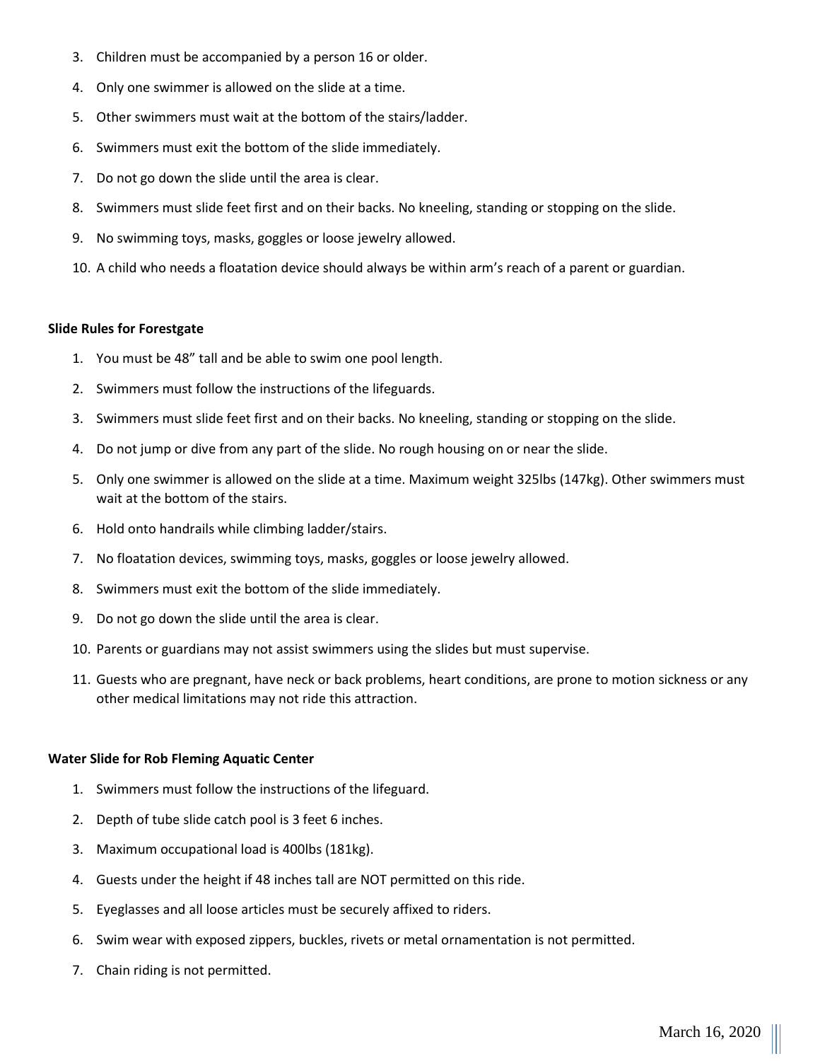3. Children must be accompanied by a person 16 or older.
4. Only one swimmer is allowed on the slide at a time.
5. Other swimmers must wait at the bottom of the stairs/ladder.
6. Swimmers must exit the bottom of the slide immediately.
7. Do not go down the slide until the area is clear.
8. Swimmers must slide feet first and on their backs. No kneeling, standing or stopping on the slide.
9. No swimming toys, masks, goggles or loose jewelry allowed.
10. A child who needs a floatation device should always be within arm's reach of a parent or guardian.

**Slide Rules for Forestgate**

1. You must be 48" tall and be able to swim one pool length.
2. Swimmers must follow the instructions of the lifeguards.
3. Swimmers must slide feet first and on their backs. No kneeling, standing or stopping on the slide.
4. Do not jump or dive from any part of the slide. No rough housing on or near the slide.
5. Only one swimmer is allowed on the slide at a time. Maximum weight 325lbs (147kg). Other swimmers must wait at the bottom of the stairs.
6. Hold onto handrails while climbing ladder/stairs.
7. No floatation devices, swimming toys, masks, goggles or loose jewelry allowed.
8. Swimmers must exit the bottom of the slide immediately.
9. Do not go down the slide until the area is clear.
10. Parents or guardians may not assist swimmers using the slides but must supervise.
11. Guests who are pregnant, have neck or back problems, heart conditions, are prone to motion sickness or any other medical limitations may not ride this attraction.

**Water Slide for Rob Fleming Aquatic Center**

1. Swimmers must follow the instructions of the lifeguard.
2. Depth of tube slide catch pool is 3 feet 6 inches.
3. Maximum occupational load is 400lbs (181kg).
4. Guests under the height if 48 inches tall are NOT permitted on this ride.
5. Eyeglasses and all loose articles must be securely affixed to riders.
6. Swim wear with exposed zippers, buckles, rivets or metal ornamentation is not permitted.
7. Chain riding is not permitted.

March 16, 2020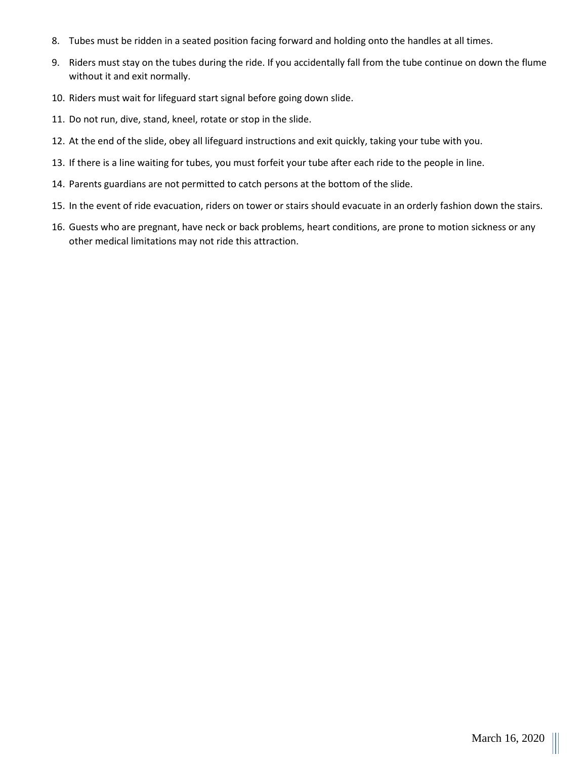8. Tubes must be ridden in a seated position facing forward and holding onto the handles at all times.
9. Riders must stay on the tubes during the ride. If you accidentally fall from the tube continue on down the flume without it and exit normally.
10. Riders must wait for lifeguard start signal before going down slide.
11. Do not run, dive, stand, kneel, rotate or stop in the slide.
12. At the end of the slide, obey all lifeguard instructions and exit quickly, taking your tube with you.
13. If there is a line waiting for tubes, you must forfeit your tube after each ride to the people in line.
14. Parents guardians are not permitted to catch persons at the bottom of the slide.
15. In the event of ride evacuation, riders on tower or stairs should evacuate in an orderly fashion down the stairs.
16. Guests who are pregnant, have neck or back problems, heart conditions, are prone to motion sickness or any other medical limitations may not ride this attraction.